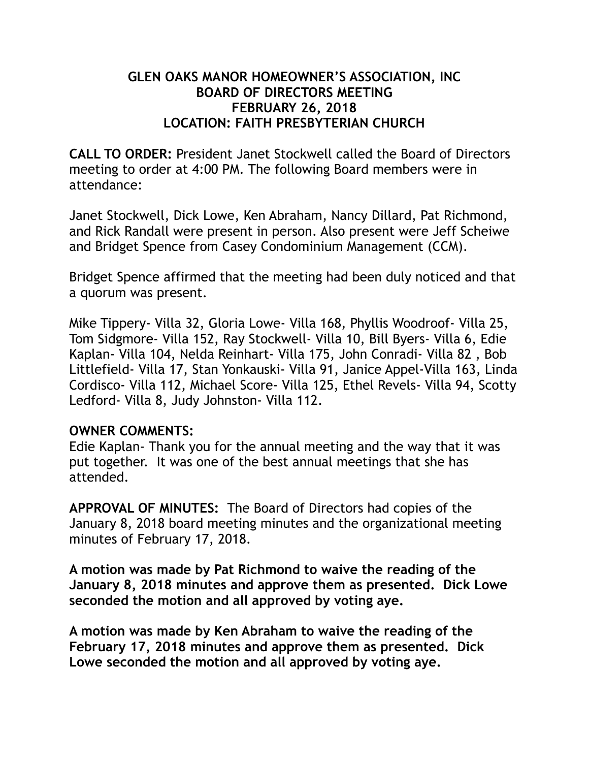# GLEN OAKS MANOR HOMEOWNER'S ASSOCIATION, INC
## BOARD OF DIRECTORS MEETING
## FEBRUARY 26, 2018
## LOCATION: FAITH PRESBYTERIAN CHURCH

**CALL TO ORDER:** President Janet Stockwell called the Board of Directors meeting to order at 4:00 PM. The following Board members were in attendance:

Janet Stockwell, Dick Lowe, Ken Abraham, Nancy Dillard, Pat Richmond, and Rick Randall were present in person. Also present were Jeff Scheiwe and Bridget Spence from Casey Condominium Management (CCM).

Bridget Spence affirmed that the meeting had been duly noticed and that a quorum was present.

Mike Tippery- Villa 32, Gloria Lowe- Villa 168, Phyllis Woodroof- Villa 25, Tom Sidgmore- Villa 152, Ray Stockwell- Villa 10, Bill Byers- Villa 6, Edie Kaplan- Villa 104, Nelda Reinhart- Villa 175, John Conradi- Villa 82 , Bob Littlefield- Villa 17, Stan Yonkauski- Villa 91, Janice Appel-Villa 163, Linda Cordisco- Villa 112, Michael Score- Villa 125, Ethel Revels- Villa 94, Scotty Ledford- Villa 8, Judy Johnston- Villa 112.

**OWNER COMMENTS:**

Edie Kaplan- Thank you for the annual meeting and the way that it was put together. It was one of the best annual meetings that she has attended.

**APPROVAL OF MINUTES:** The Board of Directors had copies of the January 8, 2018 board meeting minutes and the organizational meeting minutes of February 17, 2018.

**A motion was made by Pat Richmond to waive the reading of the January 8, 2018 minutes and approve them as presented. Dick Lowe seconded the motion and all approved by voting aye.**

**A motion was made by Ken Abraham to waive the reading of the February 17, 2018 minutes and approve them as presented. Dick Lowe seconded the motion and all approved by voting aye.**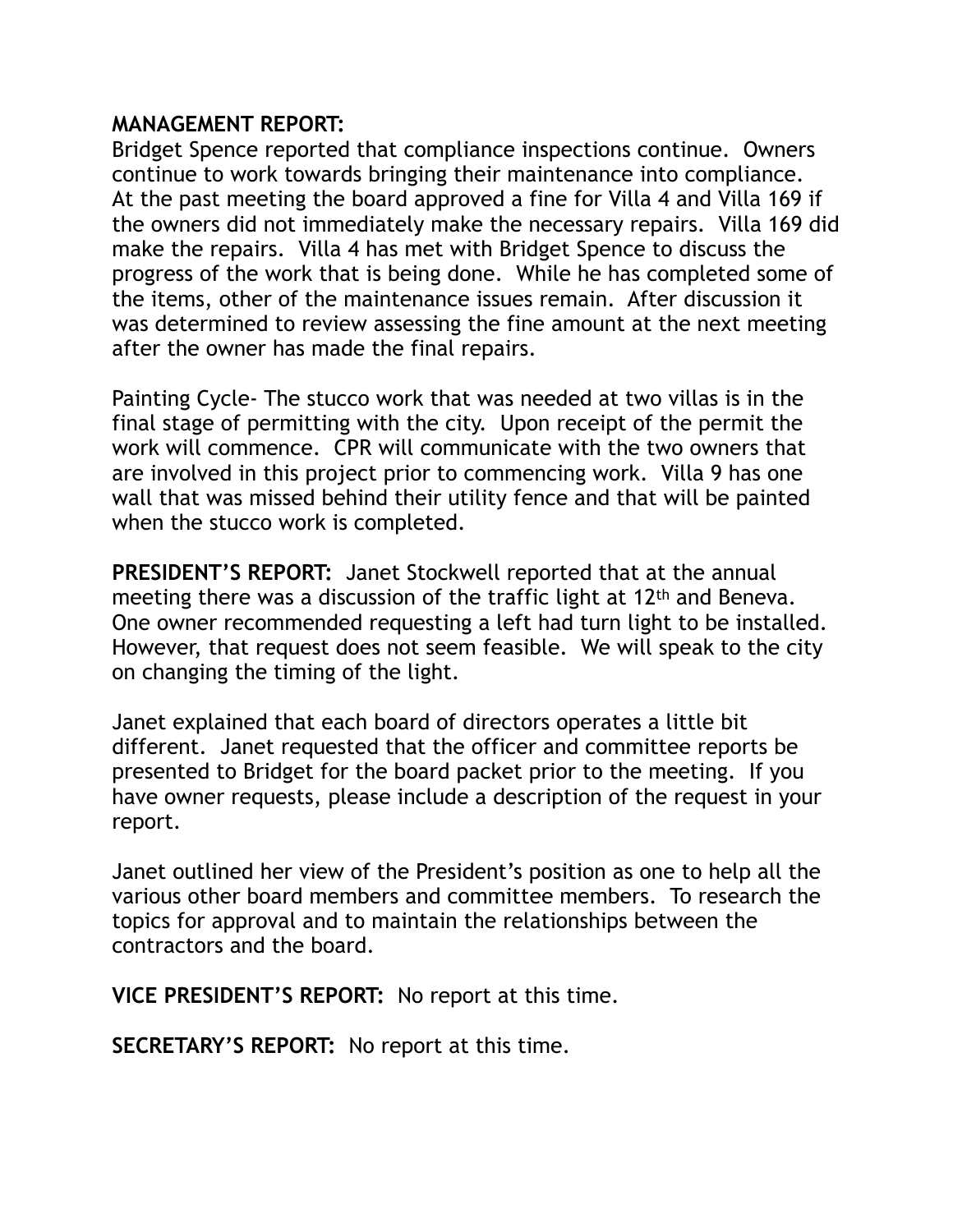**MANAGEMENT REPORT:**
Bridget Spence reported that compliance inspections continue. Owners continue to work towards bringing their maintenance into compliance. At the past meeting the board approved a fine for Villa 4 and Villa 169 if the owners did not immediately make the necessary repairs. Villa 169 did make the repairs. Villa 4 has met with Bridget Spence to discuss the progress of the work that is being done. While he has completed some of the items, other of the maintenance issues remain. After discussion it was determined to review assessing the fine amount at the next meeting after the owner has made the final repairs.

Painting Cycle- The stucco work that was needed at two villas is in the final stage of permitting with the city. Upon receipt of the permit the work will commence. CPR will communicate with the two owners that are involved in this project prior to commencing work. Villa 9 has one wall that was missed behind their utility fence and that will be painted when the stucco work is completed.

**PRESIDENT'S REPORT:** Janet Stockwell reported that at the annual meeting there was a discussion of the traffic light at 12th and Beneva. One owner recommended requesting a left had turn light to be installed. However, that request does not seem feasible. We will speak to the city on changing the timing of the light.

Janet explained that each board of directors operates a little bit different. Janet requested that the officer and committee reports be presented to Bridget for the board packet prior to the meeting. If you have owner requests, please include a description of the request in your report.

Janet outlined her view of the President's position as one to help all the various other board members and committee members. To research the topics for approval and to maintain the relationships between the contractors and the board.

**VICE PRESIDENT'S REPORT:** No report at this time.

**SECRETARY'S REPORT:** No report at this time.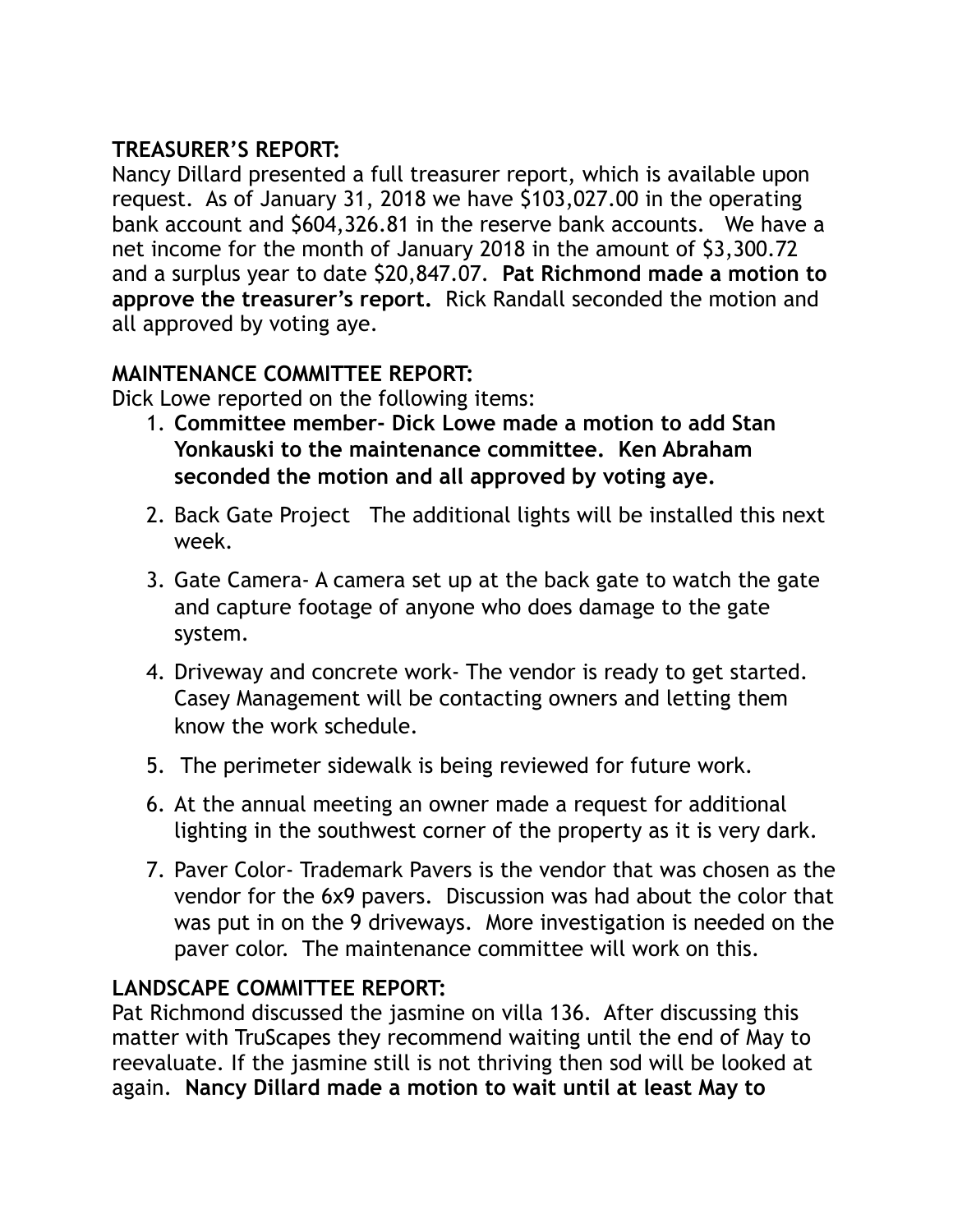**TREASURER'S REPORT:**
Nancy Dillard presented a full treasurer report, which is available upon request. As of January 31, 2018 we have $103,027.00 in the operating bank account and $604,326.81 in the reserve bank accounts. We have a net income for the month of January 2018 in the amount of $3,300.72 and a surplus year to date $20,847.07. **Pat Richmond made a motion to approve the treasurer's report.** Rick Randall seconded the motion and all approved by voting aye.

**MAINTENANCE COMMITTEE REPORT:**
Dick Lowe reported on the following items:

1. **Committee member- Dick Lowe made a motion to add Stan Yonkauski to the maintenance committee. Ken Abraham seconded the motion and all approved by voting aye.**
2. Back Gate Project The additional lights will be installed this next week.
3. Gate Camera- A camera set up at the back gate to watch the gate and capture footage of anyone who does damage to the gate system.
4. Driveway and concrete work- The vendor is ready to get started. Casey Management will be contacting owners and letting them know the work schedule.
5. The perimeter sidewalk is being reviewed for future work.
6. At the annual meeting an owner made a request for additional lighting in the southwest corner of the property as it is very dark.
7. Paver Color- Trademark Pavers is the vendor that was chosen as the vendor for the 6x9 pavers. Discussion was had about the color that was put in on the 9 driveways. More investigation is needed on the paver color. The maintenance committee will work on this.

**LANDSCAPE COMMITTEE REPORT:**
Pat Richmond discussed the jasmine on villa 136. After discussing this matter with TruScapes they recommend waiting until the end of May to reevaluate. If the jasmine still is not thriving then sod will be looked at again. **Nancy Dillard made a motion to wait until at least May to**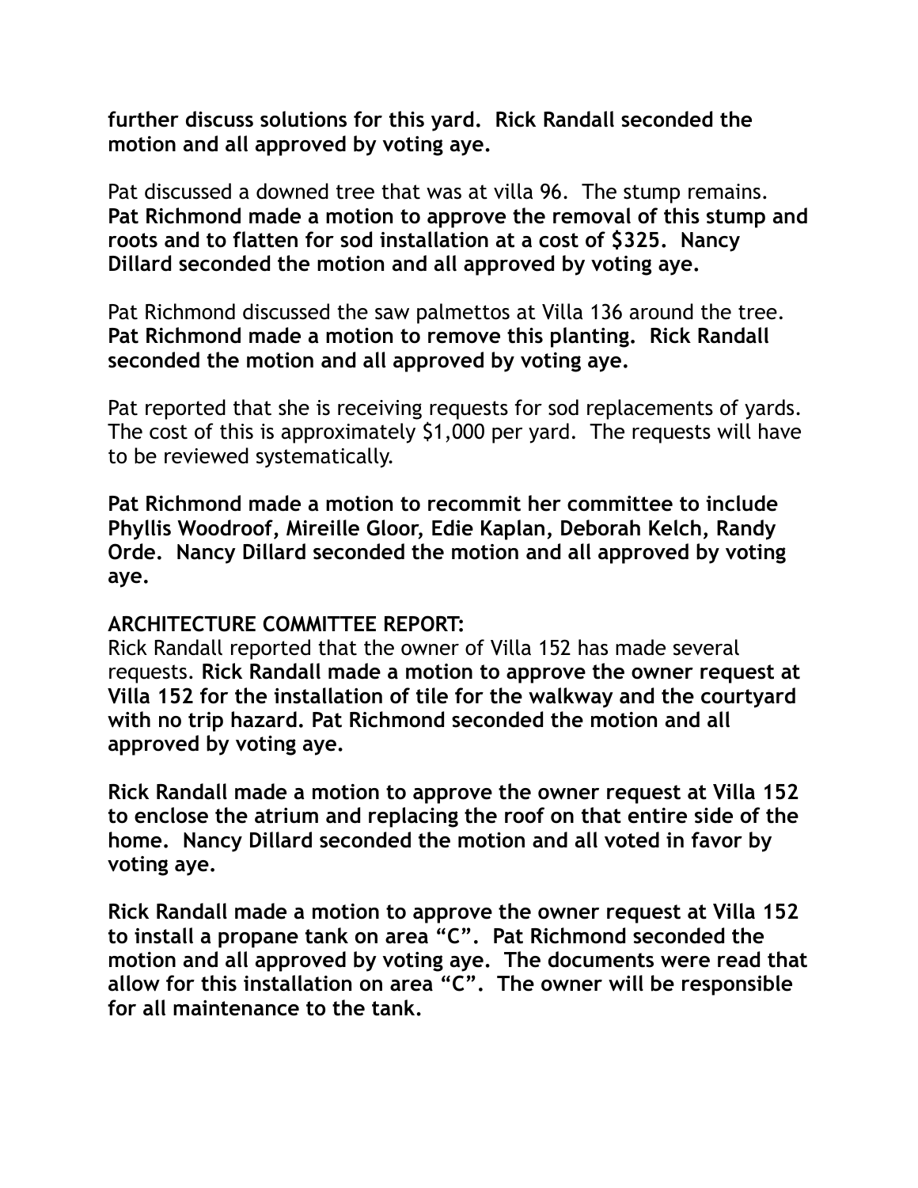**further discuss solutions for this yard. Rick Randall seconded the motion and all approved by voting aye.**

Pat discussed a downed tree that was at villa 96. The stump remains. **Pat Richmond made a motion to approve the removal of this stump and roots and to flatten for sod installation at a cost of $325. Nancy Dillard seconded the motion and all approved by voting aye.**

Pat Richmond discussed the saw palmettos at Villa 136 around the tree. **Pat Richmond made a motion to remove this planting. Rick Randall seconded the motion and all approved by voting aye.**

Pat reported that she is receiving requests for sod replacements of yards. The cost of this is approximately $1,000 per yard. The requests will have to be reviewed systematically.

**Pat Richmond made a motion to recommit her committee to include Phyllis Woodroof, Mireille Gloor, Edie Kaplan, Deborah Kelch, Randy Orde. Nancy Dillard seconded the motion and all approved by voting aye.**

**ARCHITECTURE COMMITTEE REPORT:**

Rick Randall reported that the owner of Villa 152 has made several requests. **Rick Randall made a motion to approve the owner request at Villa 152 for the installation of tile for the walkway and the courtyard with no trip hazard. Pat Richmond seconded the motion and all approved by voting aye.**

**Rick Randall made a motion to approve the owner request at Villa 152 to enclose the atrium and replacing the roof on that entire side of the home. Nancy Dillard seconded the motion and all voted in favor by voting aye.**

**Rick Randall made a motion to approve the owner request at Villa 152 to install a propane tank on area "C". Pat Richmond seconded the motion and all approved by voting aye. The documents were read that allow for this installation on area "C". The owner will be responsible for all maintenance to the tank.**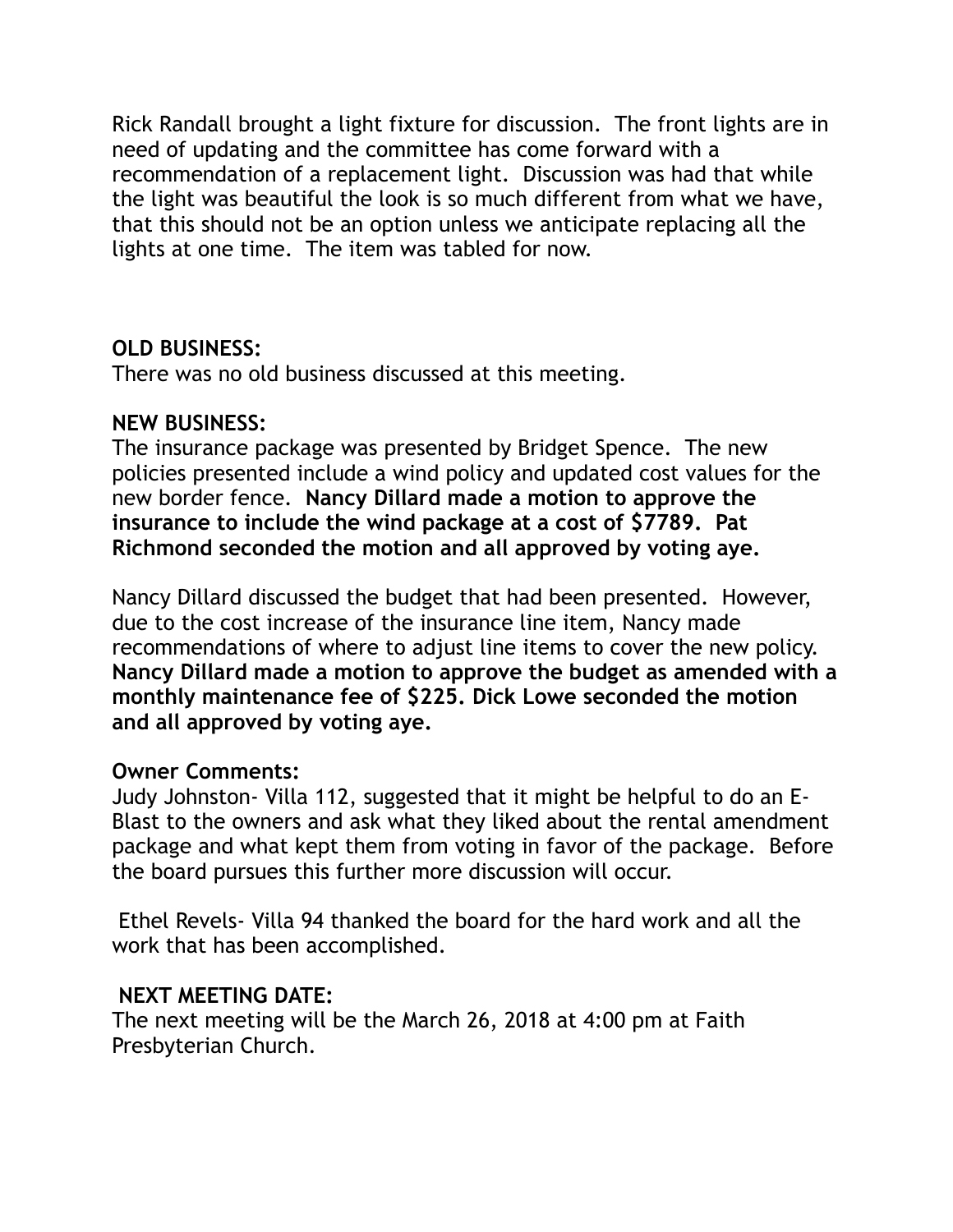Rick Randall brought a light fixture for discussion. The front lights are in need of updating and the committee has come forward with a recommendation of a replacement light. Discussion was had that while the light was beautiful the look is so much different from what we have, that this should not be an option unless we anticipate replacing all the lights at one time. The item was tabled for now.

**OLD BUSINESS:**

There was no old business discussed at this meeting.

**NEW BUSINESS:**

The insurance package was presented by Bridget Spence. The new policies presented include a wind policy and updated cost values for the new border fence. **Nancy Dillard made a motion to approve the insurance to include the wind package at a cost of $7789. Pat Richmond seconded the motion and all approved by voting aye.**

Nancy Dillard discussed the budget that had been presented. However, due to the cost increase of the insurance line item, Nancy made recommendations of where to adjust line items to cover the new policy. **Nancy Dillard made a motion to approve the budget as amended with a monthly maintenance fee of $225. Dick Lowe seconded the motion and all approved by voting aye.**

**Owner Comments:**

Judy Johnston- Villa 112, suggested that it might be helpful to do an E-Blast to the owners and ask what they liked about the rental amendment package and what kept them from voting in favor of the package. Before the board pursues this further more discussion will occur.

Ethel Revels- Villa 94 thanked the board for the hard work and all the work that has been accomplished.

**NEXT MEETING DATE:**

The next meeting will be the March 26, 2018 at 4:00 pm at Faith Presbyterian Church.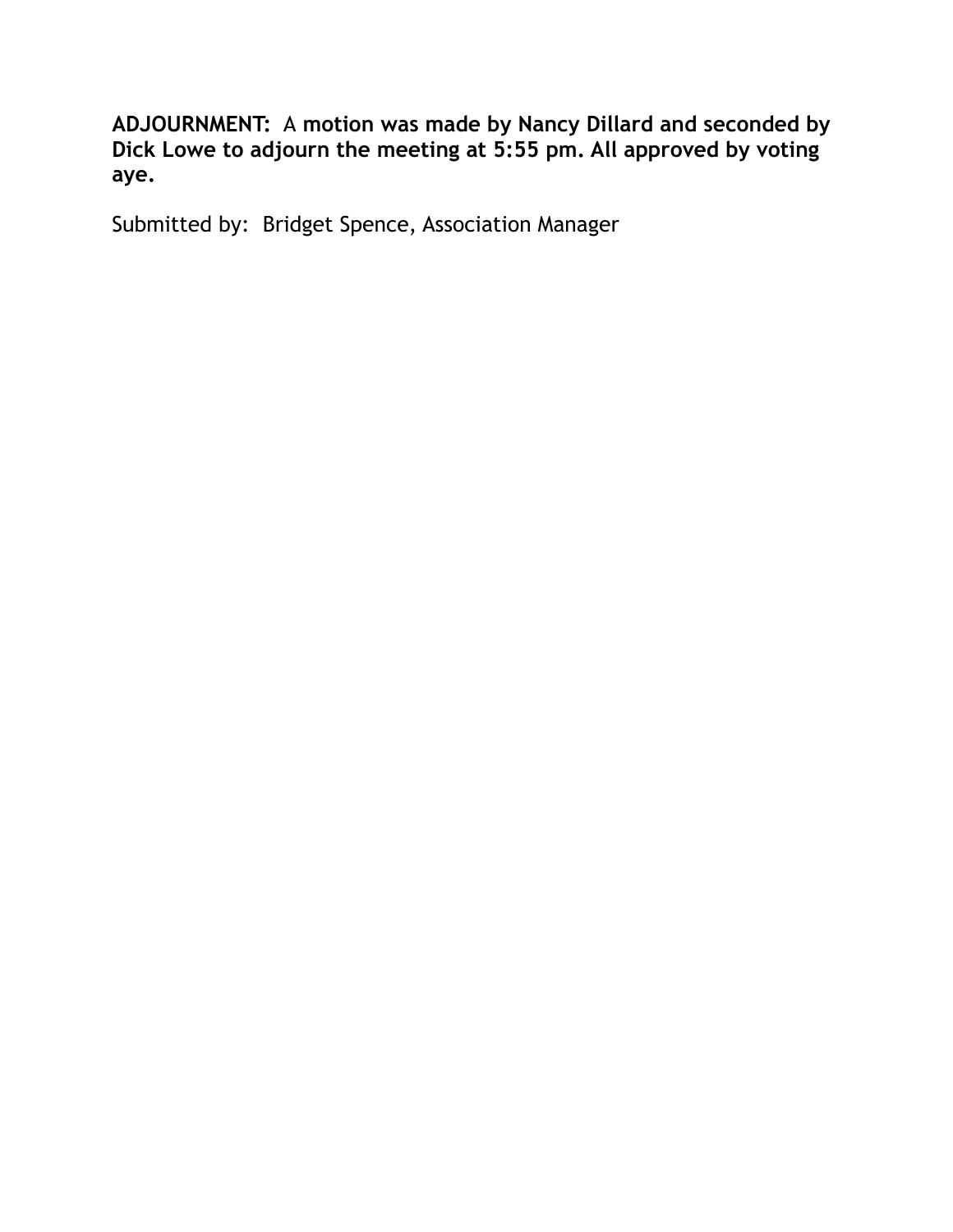**ADJOURNMENT:** A **motion was made by Nancy Dillard and seconded by Dick Lowe to adjourn the meeting at 5:55 pm. All approved by voting aye.**

Submitted by: Bridget Spence, Association Manager